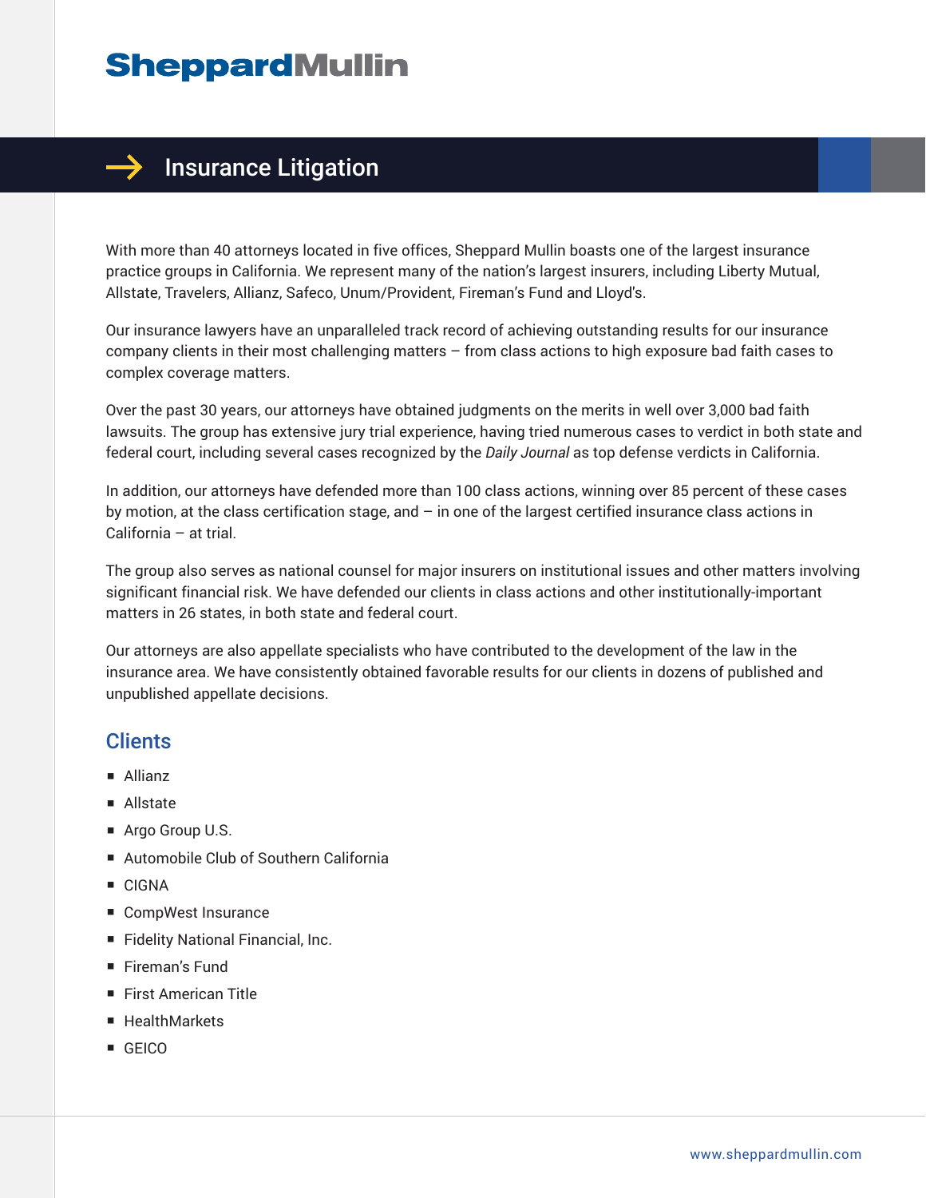# Sheppard Mullin

## Insurance Litigation

With more than 40 attorneys located in five offices, Sheppard Mullin boasts one of the largest insurance practice groups in California. We represent many of the nation's largest insurers, including Liberty Mutual, Allstate, Travelers, Allianz, Safeco, Unum/Provident, Fireman's Fund and Lloyd's.

Our insurance lawyers have an unparalleled track record of achieving outstanding results for our insurance company clients in their most challenging matters – from class actions to high exposure bad faith cases to complex coverage matters.

Over the past 30 years, our attorneys have obtained judgments on the merits in well over 3,000 bad faith lawsuits. The group has extensive jury trial experience, having tried numerous cases to verdict in both state and federal court, including several cases recognized by the *Daily Journal* as top defense verdicts in California.

In addition, our attorneys have defended more than 100 class actions, winning over 85 percent of these cases by motion, at the class certification stage, and – in one of the largest certified insurance class actions in California – at trial.

The group also serves as national counsel for major insurers on institutional issues and other matters involving significant financial risk. We have defended our clients in class actions and other institutionally-important matters in 26 states, in both state and federal court.

Our attorneys are also appellate specialists who have contributed to the development of the law in the insurance area. We have consistently obtained favorable results for our clients in dozens of published and unpublished appellate decisions.

## Clients

- Allianz
- Allstate
- Argo Group U.S.
- Automobile Club of Southern California
- CIGNA
- CompWest Insurance
- Fidelity National Financial, Inc.
- Fireman's Fund
- First American Title
- HealthMarkets
- GEICO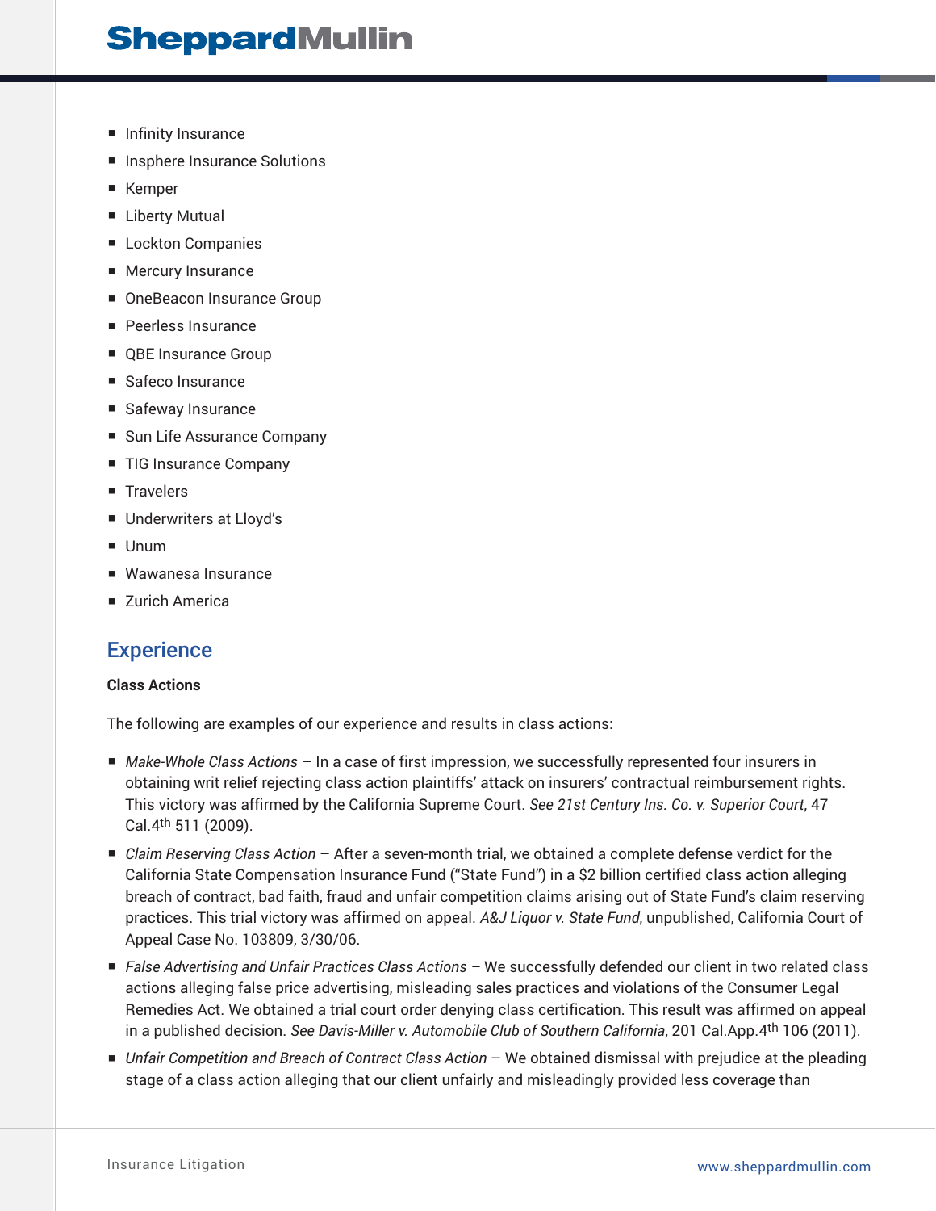- Infinity Insurance
- Insphere Insurance Solutions
- Kemper
- Liberty Mutual
- Lockton Companies
- Mercury Insurance
- OneBeacon Insurance Group
- Peerless Insurance
- QBE Insurance Group
- Safeco Insurance
- Safeway Insurance
- Sun Life Assurance Company
- TIG Insurance Company
- Travelers
- Underwriters at Lloyd's
- Unum
- Wawanesa Insurance
- Zurich America

## Experience

**Class Actions**

The following are examples of our experience and results in class actions:

- *Make-Whole Class Actions* – In a case of first impression, we successfully represented four insurers in obtaining writ relief rejecting class action plaintiffs' attack on insurers' contractual reimbursement rights. This victory was affirmed by the California Supreme Court. *See 21st Century Ins. Co. v. Superior Court*, 47 Cal.4th 511 (2009).
- *Claim Reserving Class Action* – After a seven-month trial, we obtained a complete defense verdict for the California State Compensation Insurance Fund ("State Fund") in a $2 billion certified class action alleging breach of contract, bad faith, fraud and unfair competition claims arising out of State Fund's claim reserving practices. This trial victory was affirmed on appeal. *A&J Liquor v. State Fund*, unpublished, California Court of Appeal Case No. 103809, 3/30/06.
- *False Advertising and Unfair Practices Class Actions* – We successfully defended our client in two related class actions alleging false price advertising, misleading sales practices and violations of the Consumer Legal Remedies Act. We obtained a trial court order denying class certification. This result was affirmed on appeal in a published decision. *See Davis-Miller v. Automobile Club of Southern California*, 201 Cal.App.4th 106 (2011).
- *Unfair Competition and Breach of Contract Class Action* – We obtained dismissal with prejudice at the pleading stage of a class action alleging that our client unfairly and misleadingly provided less coverage than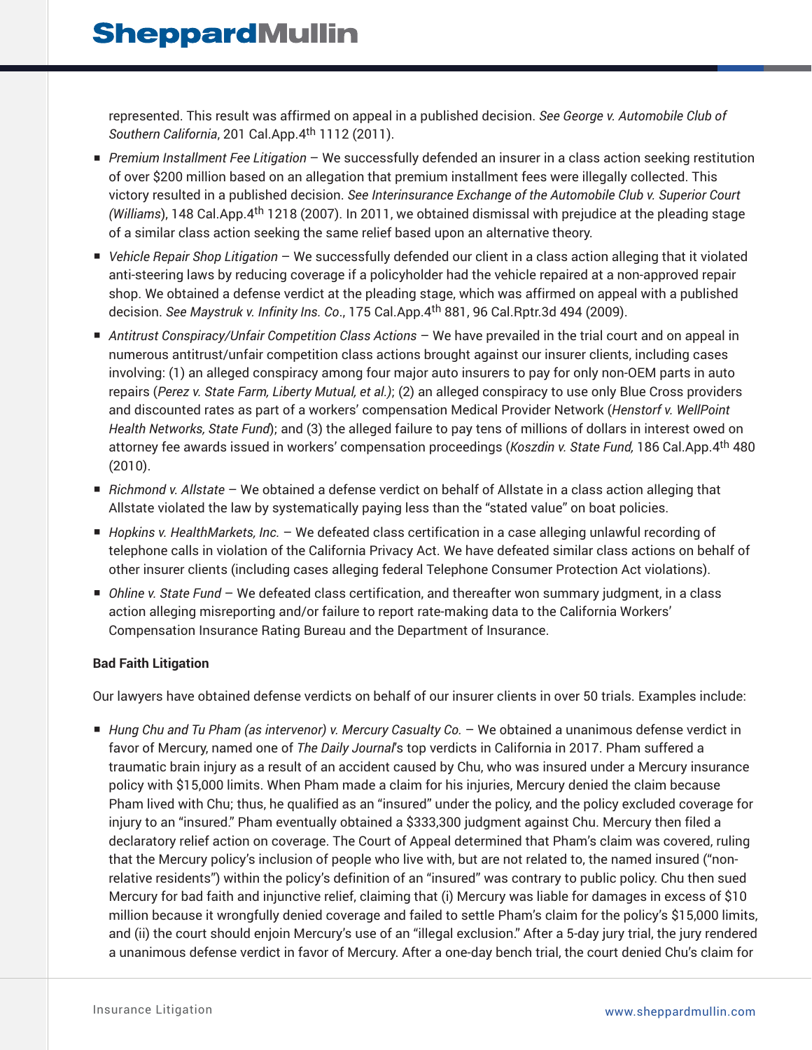represented. This result was affirmed on appeal in a published decision. *See George v. Automobile Club of Southern California*, 201 Cal.App.4th 1112 (2011).

- *Premium Installment Fee Litigation* – We successfully defended an insurer in a class action seeking restitution of over $200 million based on an allegation that premium installment fees were illegally collected. This victory resulted in a published decision. *See Interinsurance Exchange of the Automobile Club v. Superior Court (Williams*), 148 Cal.App.4th 1218 (2007). In 2011, we obtained dismissal with prejudice at the pleading stage of a similar class action seeking the same relief based upon an alternative theory.
- *Vehicle Repair Shop Litigation* – We successfully defended our client in a class action alleging that it violated anti-steering laws by reducing coverage if a policyholder had the vehicle repaired at a non-approved repair shop. We obtained a defense verdict at the pleading stage, which was affirmed on appeal with a published decision. *See Maystruk v. Infinity Ins. Co*., 175 Cal.App.4th 881, 96 Cal.Rptr.3d 494 (2009).
- *Antitrust Conspiracy/Unfair Competition Class Actions* – We have prevailed in the trial court and on appeal in numerous antitrust/unfair competition class actions brought against our insurer clients, including cases involving: (1) an alleged conspiracy among four major auto insurers to pay for only non-OEM parts in auto repairs (*Perez v. State Farm, Liberty Mutual, et al.)*; (2) an alleged conspiracy to use only Blue Cross providers and discounted rates as part of a workers' compensation Medical Provider Network (*Henstorf v. WellPoint Health Networks, State Fund*); and (3) the alleged failure to pay tens of millions of dollars in interest owed on attorney fee awards issued in workers' compensation proceedings (*Koszdin v. State Fund,* 186 Cal.App.4th 480 (2010).
- *Richmond v. Allstate* – We obtained a defense verdict on behalf of Allstate in a class action alleging that Allstate violated the law by systematically paying less than the "stated value" on boat policies.
- *Hopkins v. HealthMarkets, Inc.* – We defeated class certification in a case alleging unlawful recording of telephone calls in violation of the California Privacy Act. We have defeated similar class actions on behalf of other insurer clients (including cases alleging federal Telephone Consumer Protection Act violations).
- *Ohline v. State Fund* – We defeated class certification, and thereafter won summary judgment, in a class action alleging misreporting and/or failure to report rate-making data to the California Workers' Compensation Insurance Rating Bureau and the Department of Insurance.

**Bad Faith Litigation**

Our lawyers have obtained defense verdicts on behalf of our insurer clients in over 50 trials. Examples include:

- *Hung Chu and Tu Pham (as intervenor) v. Mercury Casualty Co.* – We obtained a unanimous defense verdict in favor of Mercury, named one of *The Daily Journal*'s top verdicts in California in 2017. Pham suffered a traumatic brain injury as a result of an accident caused by Chu, who was insured under a Mercury insurance policy with $15,000 limits. When Pham made a claim for his injuries, Mercury denied the claim because Pham lived with Chu; thus, he qualified as an "insured" under the policy, and the policy excluded coverage for injury to an "insured." Pham eventually obtained a $333,300 judgment against Chu. Mercury then filed a declaratory relief action on coverage. The Court of Appeal determined that Pham's claim was covered, ruling that the Mercury policy's inclusion of people who live with, but are not related to, the named insured ("non-relative residents") within the policy's definition of an "insured" was contrary to public policy. Chu then sued Mercury for bad faith and injunctive relief, claiming that (i) Mercury was liable for damages in excess of $10 million because it wrongfully denied coverage and failed to settle Pham's claim for the policy's $15,000 limits, and (ii) the court should enjoin Mercury's use of an "illegal exclusion." After a 5-day jury trial, the jury rendered a unanimous defense verdict in favor of Mercury. After a one-day bench trial, the court denied Chu's claim for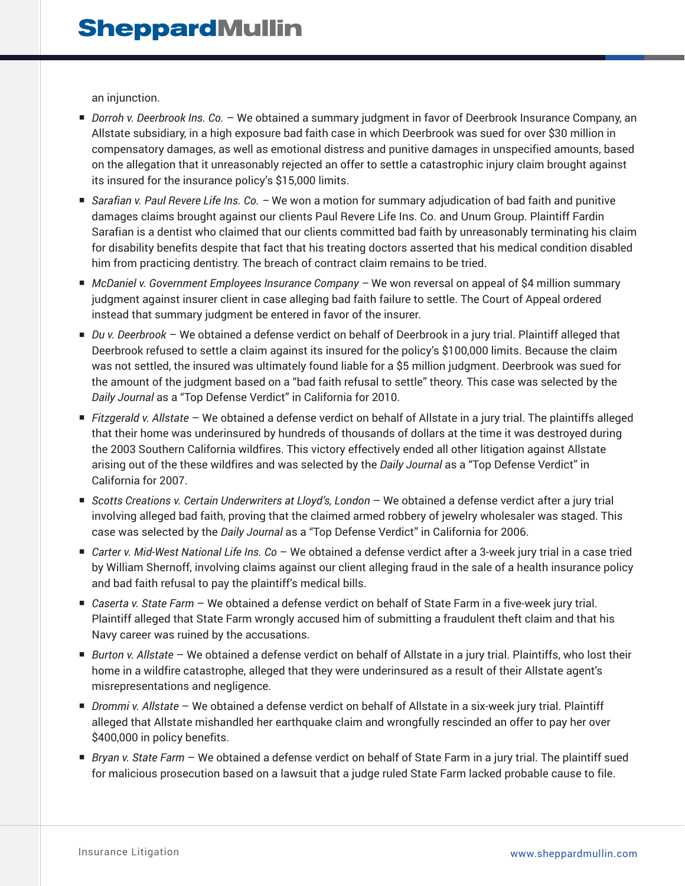an injunction.

- *Dorroh v. Deerbrook Ins. Co.* – We obtained a summary judgment in favor of Deerbrook Insurance Company, an Allstate subsidiary, in a high exposure bad faith case in which Deerbrook was sued for over $30 million in compensatory damages, as well as emotional distress and punitive damages in unspecified amounts, based on the allegation that it unreasonably rejected an offer to settle a catastrophic injury claim brought against its insured for the insurance policy's $15,000 limits.
- *Sarafian v. Paul Revere Life Ins. Co.* – We won a motion for summary adjudication of bad faith and punitive damages claims brought against our clients Paul Revere Life Ins. Co. and Unum Group. Plaintiff Fardin Sarafian is a dentist who claimed that our clients committed bad faith by unreasonably terminating his claim for disability benefits despite that fact that his treating doctors asserted that his medical condition disabled him from practicing dentistry. The breach of contract claim remains to be tried.
- *McDaniel v. Government Employees Insurance Company* – We won reversal on appeal of $4 million summary judgment against insurer client in case alleging bad faith failure to settle. The Court of Appeal ordered instead that summary judgment be entered in favor of the insurer.
- *Du v. Deerbrook* – We obtained a defense verdict on behalf of Deerbrook in a jury trial. Plaintiff alleged that Deerbrook refused to settle a claim against its insured for the policy's $100,000 limits. Because the claim was not settled, the insured was ultimately found liable for a $5 million judgment. Deerbrook was sued for the amount of the judgment based on a "bad faith refusal to settle" theory. This case was selected by the *Daily Journal* as a "Top Defense Verdict" in California for 2010.
- *Fitzgerald v. Allstate* – We obtained a defense verdict on behalf of Allstate in a jury trial. The plaintiffs alleged that their home was underinsured by hundreds of thousands of dollars at the time it was destroyed during the 2003 Southern California wildfires. This victory effectively ended all other litigation against Allstate arising out of the these wildfires and was selected by the *Daily Journal* as a "Top Defense Verdict" in California for 2007.
- *Scotts Creations v. Certain Underwriters at Lloyd's, London* – We obtained a defense verdict after a jury trial involving alleged bad faith, proving that the claimed armed robbery of jewelry wholesaler was staged. This case was selected by the *Daily Journal* as a "Top Defense Verdict" in California for 2006.
- *Carter v. Mid-West National Life Ins. Co* – We obtained a defense verdict after a 3-week jury trial in a case tried by William Shernoff, involving claims against our client alleging fraud in the sale of a health insurance policy and bad faith refusal to pay the plaintiff's medical bills.
- *Caserta v. State Farm* – We obtained a defense verdict on behalf of State Farm in a five-week jury trial. Plaintiff alleged that State Farm wrongly accused him of submitting a fraudulent theft claim and that his Navy career was ruined by the accusations.
- *Burton v. Allstate* – We obtained a defense verdict on behalf of Allstate in a jury trial. Plaintiffs, who lost their home in a wildfire catastrophe, alleged that they were underinsured as a result of their Allstate agent's misrepresentations and negligence.
- *Drommi v. Allstate* – We obtained a defense verdict on behalf of Allstate in a six-week jury trial. Plaintiff alleged that Allstate mishandled her earthquake claim and wrongfully rescinded an offer to pay her over $400,000 in policy benefits.
- *Bryan v. State Farm* – We obtained a defense verdict on behalf of State Farm in a jury trial. The plaintiff sued for malicious prosecution based on a lawsuit that a judge ruled State Farm lacked probable cause to file.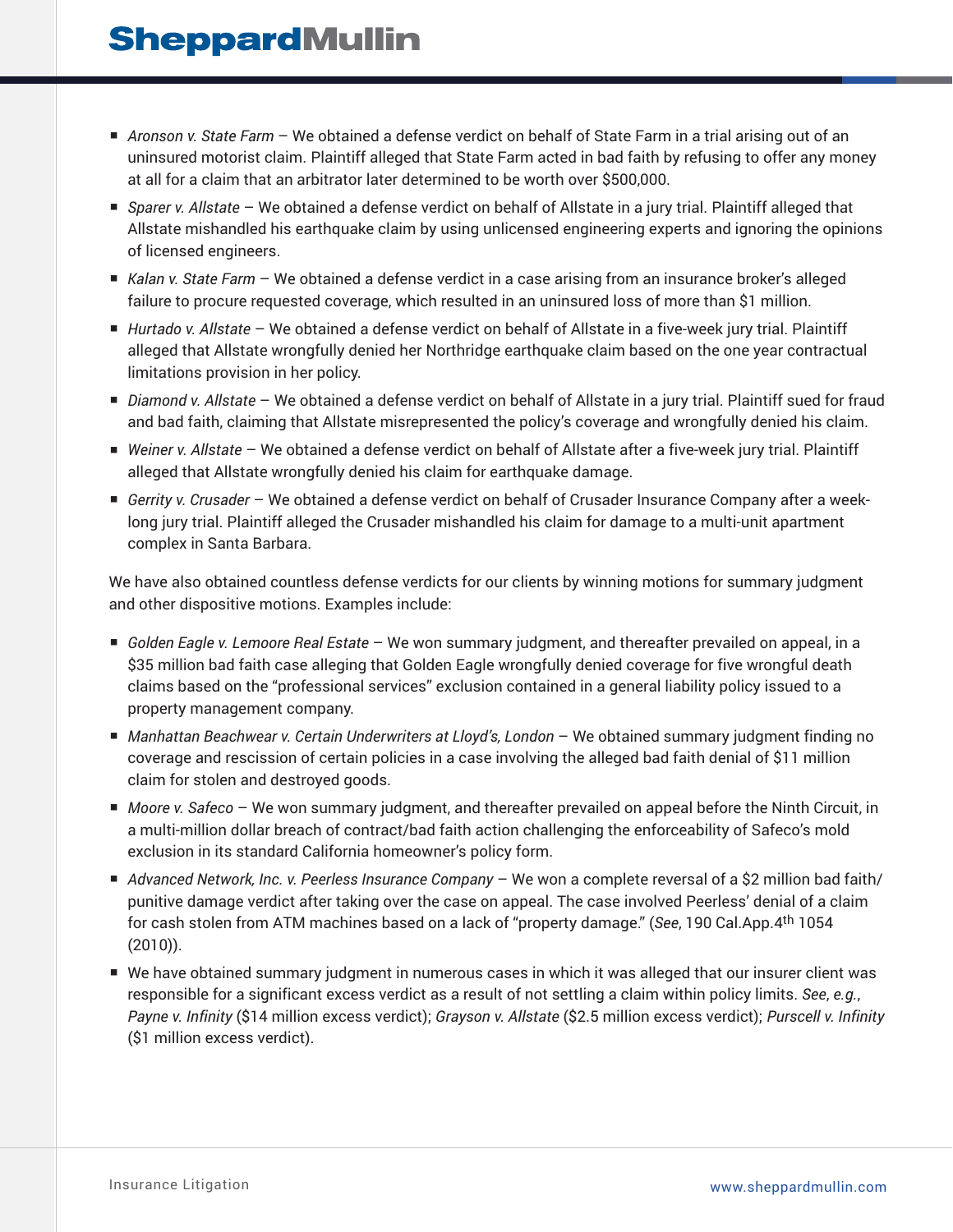- *Aronson v. State Farm* – We obtained a defense verdict on behalf of State Farm in a trial arising out of an uninsured motorist claim. Plaintiff alleged that State Farm acted in bad faith by refusing to offer any money at all for a claim that an arbitrator later determined to be worth over $500,000.
- *Sparer v. Allstate* – We obtained a defense verdict on behalf of Allstate in a jury trial. Plaintiff alleged that Allstate mishandled his earthquake claim by using unlicensed engineering experts and ignoring the opinions of licensed engineers.
- *Kalan v. State Farm* – We obtained a defense verdict in a case arising from an insurance broker's alleged failure to procure requested coverage, which resulted in an uninsured loss of more than $1 million.
- *Hurtado v. Allstate* – We obtained a defense verdict on behalf of Allstate in a five-week jury trial. Plaintiff alleged that Allstate wrongfully denied her Northridge earthquake claim based on the one year contractual limitations provision in her policy.
- *Diamond v. Allstate* – We obtained a defense verdict on behalf of Allstate in a jury trial. Plaintiff sued for fraud and bad faith, claiming that Allstate misrepresented the policy's coverage and wrongfully denied his claim.
- *Weiner v. Allstate* – We obtained a defense verdict on behalf of Allstate after a five-week jury trial. Plaintiff alleged that Allstate wrongfully denied his claim for earthquake damage.
- *Gerrity v. Crusader* – We obtained a defense verdict on behalf of Crusader Insurance Company after a week-long jury trial. Plaintiff alleged the Crusader mishandled his claim for damage to a multi-unit apartment complex in Santa Barbara.

We have also obtained countless defense verdicts for our clients by winning motions for summary judgment and other dispositive motions. Examples include:

- *Golden Eagle v. Lemoore Real Estate* – We won summary judgment, and thereafter prevailed on appeal, in a $35 million bad faith case alleging that Golden Eagle wrongfully denied coverage for five wrongful death claims based on the "professional services" exclusion contained in a general liability policy issued to a property management company.
- *Manhattan Beachwear v. Certain Underwriters at Lloyd's, London* – We obtained summary judgment finding no coverage and rescission of certain policies in a case involving the alleged bad faith denial of $11 million claim for stolen and destroyed goods.
- *Moore v. Safeco* – We won summary judgment, and thereafter prevailed on appeal before the Ninth Circuit, in a multi-million dollar breach of contract/bad faith action challenging the enforceability of Safeco's mold exclusion in its standard California homeowner's policy form.
- *Advanced Network, Inc. v. Peerless Insurance Company* – We won a complete reversal of a $2 million bad faith/punitive damage verdict after taking over the case on appeal. The case involved Peerless' denial of a claim for cash stolen from ATM machines based on a lack of "property damage." (*See*, 190 Cal.App.4th 1054 (2010)).
- We have obtained summary judgment in numerous cases in which it was alleged that our insurer client was responsible for a significant excess verdict as a result of not settling a claim within policy limits. *See*, *e.g.*, *Payne v. Infinity* ($14 million excess verdict); *Grayson v. Allstate* ($2.5 million excess verdict); *Purscell v. Infinity* ($1 million excess verdict).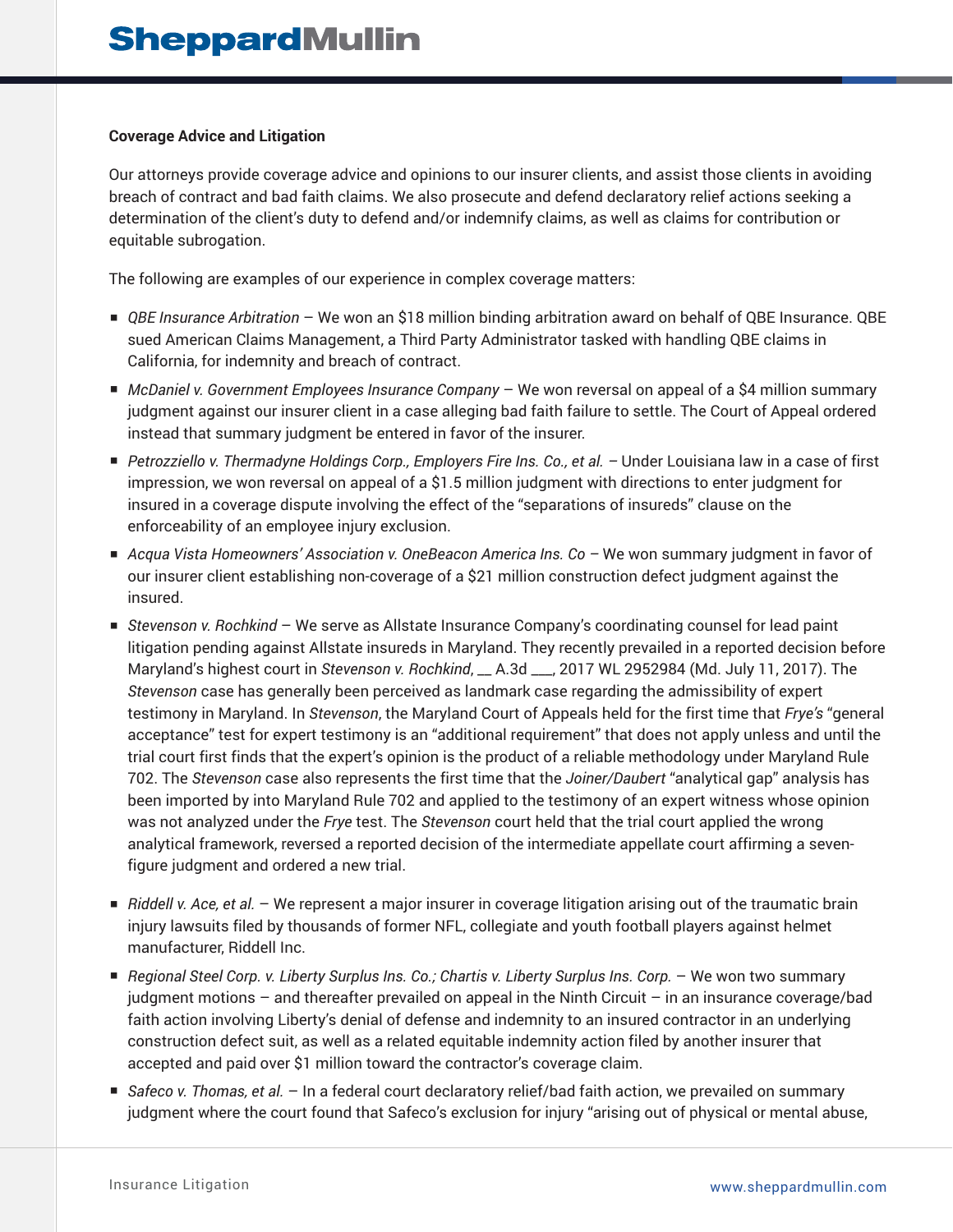**Coverage Advice and Litigation**

Our attorneys provide coverage advice and opinions to our insurer clients, and assist those clients in avoiding breach of contract and bad faith claims. We also prosecute and defend declaratory relief actions seeking a determination of the client's duty to defend and/or indemnify claims, as well as claims for contribution or equitable subrogation.

The following are examples of our experience in complex coverage matters:

- *QBE Insurance Arbitration* – We won an $18 million binding arbitration award on behalf of QBE Insurance. QBE sued American Claims Management, a Third Party Administrator tasked with handling QBE claims in California, for indemnity and breach of contract.
- *McDaniel v. Government Employees Insurance Company* – We won reversal on appeal of a $4 million summary judgment against our insurer client in a case alleging bad faith failure to settle. The Court of Appeal ordered instead that summary judgment be entered in favor of the insurer.
- *Petrozziello v. Thermadyne Holdings Corp., Employers Fire Ins. Co., et al.* – Under Louisiana law in a case of first impression, we won reversal on appeal of a $1.5 million judgment with directions to enter judgment for insured in a coverage dispute involving the effect of the "separations of insureds" clause on the enforceability of an employee injury exclusion.
- *Acqua Vista Homeowners' Association v. OneBeacon America Ins. Co* – We won summary judgment in favor of our insurer client establishing non-coverage of a $21 million construction defect judgment against the insured.
- *Stevenson v. Rochkind* – We serve as Allstate Insurance Company's coordinating counsel for lead paint litigation pending against Allstate insureds in Maryland. They recently prevailed in a reported decision before Maryland's highest court in *Stevenson v. Rochkind*, __ A.3d ___, 2017 WL 2952984 (Md. July 11, 2017). The *Stevenson* case has generally been perceived as landmark case regarding the admissibility of expert testimony in Maryland. In *Stevenson*, the Maryland Court of Appeals held for the first time that *Frye's* "general acceptance" test for expert testimony is an "additional requirement" that does not apply unless and until the trial court first finds that the expert's opinion is the product of a reliable methodology under Maryland Rule 702. The *Stevenson* case also represents the first time that the *Joiner/Daubert* "analytical gap" analysis has been imported by into Maryland Rule 702 and applied to the testimony of an expert witness whose opinion was not analyzed under the *Frye* test. The *Stevenson* court held that the trial court applied the wrong analytical framework, reversed a reported decision of the intermediate appellate court affirming a seven-figure judgment and ordered a new trial.
- *Riddell v. Ace, et al.* – We represent a major insurer in coverage litigation arising out of the traumatic brain injury lawsuits filed by thousands of former NFL, collegiate and youth football players against helmet manufacturer, Riddell Inc.
- *Regional Steel Corp. v. Liberty Surplus Ins. Co.; Chartis v. Liberty Surplus Ins. Corp.* – We won two summary judgment motions – and thereafter prevailed on appeal in the Ninth Circuit – in an insurance coverage/bad faith action involving Liberty's denial of defense and indemnity to an insured contractor in an underlying construction defect suit, as well as a related equitable indemnity action filed by another insurer that accepted and paid over $1 million toward the contractor's coverage claim.
- *Safeco v. Thomas, et al.* – In a federal court declaratory relief/bad faith action, we prevailed on summary judgment where the court found that Safeco's exclusion for injury "arising out of physical or mental abuse,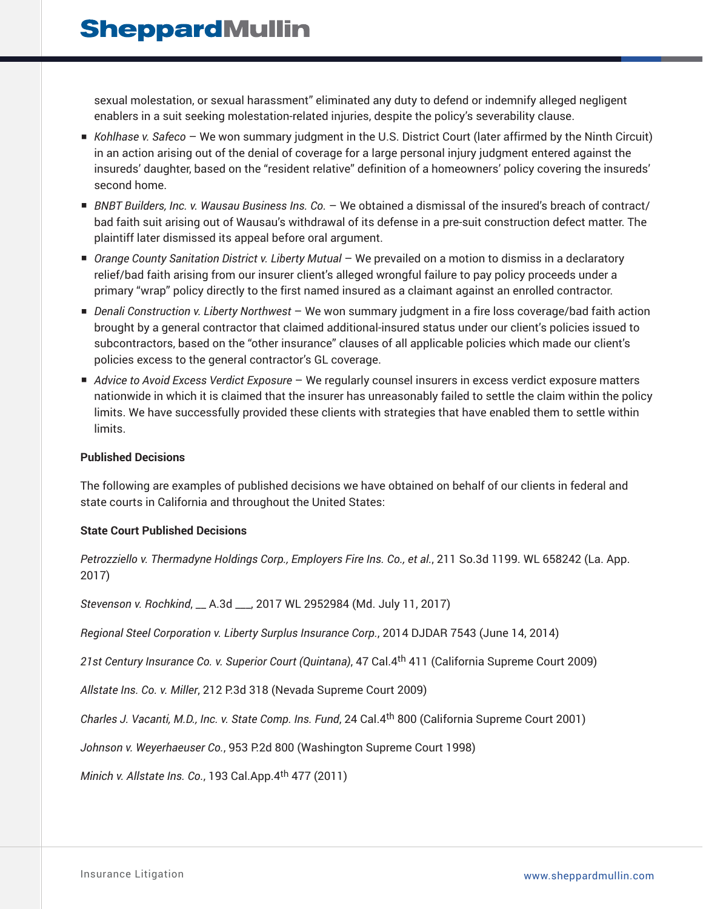sexual molestation, or sexual harassment" eliminated any duty to defend or indemnify alleged negligent enablers in a suit seeking molestation-related injuries, despite the policy's severability clause.

- *Kohlhase v. Safeco* – We won summary judgment in the U.S. District Court (later affirmed by the Ninth Circuit) in an action arising out of the denial of coverage for a large personal injury judgment entered against the insureds' daughter, based on the "resident relative" definition of a homeowners' policy covering the insureds' second home.
- *BNBT Builders, Inc. v. Wausau Business Ins. Co.* – We obtained a dismissal of the insured's breach of contract/ bad faith suit arising out of Wausau's withdrawal of its defense in a pre-suit construction defect matter. The plaintiff later dismissed its appeal before oral argument.
- *Orange County Sanitation District v. Liberty Mutual* – We prevailed on a motion to dismiss in a declaratory relief/bad faith arising from our insurer client's alleged wrongful failure to pay policy proceeds under a primary "wrap" policy directly to the first named insured as a claimant against an enrolled contractor.
- *Denali Construction v. Liberty Northwest* – We won summary judgment in a fire loss coverage/bad faith action brought by a general contractor that claimed additional-insured status under our client's policies issued to subcontractors, based on the "other insurance" clauses of all applicable policies which made our client's policies excess to the general contractor's GL coverage.
- *Advice to Avoid Excess Verdict Exposure* – We regularly counsel insurers in excess verdict exposure matters nationwide in which it is claimed that the insurer has unreasonably failed to settle the claim within the policy limits. We have successfully provided these clients with strategies that have enabled them to settle within limits.

**Published Decisions**

The following are examples of published decisions we have obtained on behalf of our clients in federal and state courts in California and throughout the United States:

**State Court Published Decisions**

*Petrozziello v. Thermadyne Holdings Corp., Employers Fire Ins. Co., et al.*, 211 So.3d 1199. WL 658242 (La. App. 2017)

*Stevenson v. Rochkind*, __ A.3d ___, 2017 WL 2952984 (Md. July 11, 2017)

*Regional Steel Corporation v. Liberty Surplus Insurance Corp.*, 2014 DJDAR 7543 (June 14, 2014)

*21st Century Insurance Co. v. Superior Court (Quintana)*, 47 Cal.4th 411 (California Supreme Court 2009)

*Allstate Ins. Co. v. Miller*, 212 P.3d 318 (Nevada Supreme Court 2009)

*Charles J. Vacanti, M.D., Inc. v. State Comp. Ins. Fund*, 24 Cal.4th 800 (California Supreme Court 2001)

*Johnson v. Weyerhaeuser Co.*, 953 P.2d 800 (Washington Supreme Court 1998)

*Minich v. Allstate Ins. Co.*, 193 Cal.App.4th 477 (2011)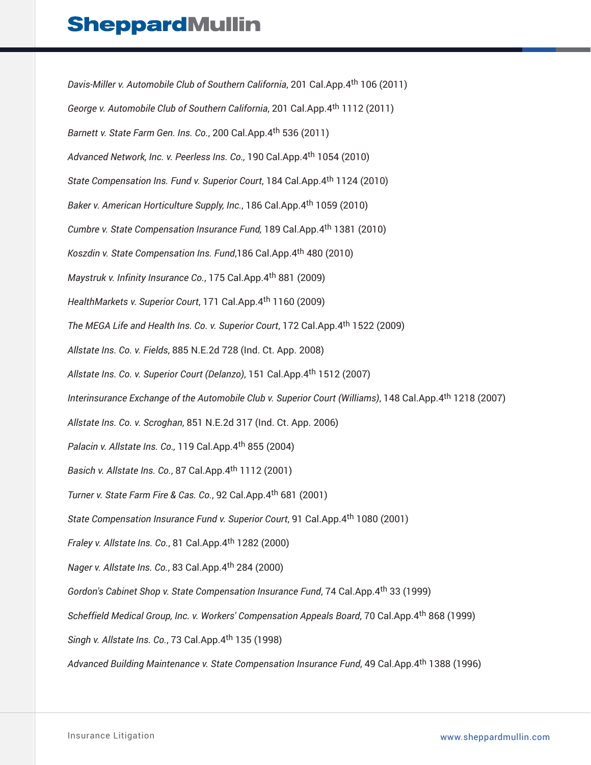*Davis-Miller v. Automobile Club of Southern California*, 201 Cal.App.4th 106 (2011)

*George v. Automobile Club of Southern California*, 201 Cal.App.4th 1112 (2011)

*Barnett v. State Farm Gen. Ins. Co.*, 200 Cal.App.4th 536 (2011)

*Advanced Network, Inc. v. Peerless Ins. Co.,* 190 Cal.App.4th 1054 (2010)

*State Compensation Ins. Fund v. Superior Court*, 184 Cal.App.4th 1124 (2010)

*Baker v. American Horticulture Supply, Inc.*, 186 Cal.App.4th 1059 (2010)

*Cumbre v. State Compensation Insurance Fund,* 189 Cal.App.4th 1381 (2010)

*Koszdin v. State Compensation Ins. Fund*,186 Cal.App.4th 480 (2010)

*Maystruk v. Infinity Insurance Co.*, 175 Cal.App.4th 881 (2009)

*HealthMarkets v. Superior Court*, 171 Cal.App.4th 1160 (2009)

*The MEGA Life and Health Ins. Co. v. Superior Court*, 172 Cal.App.4th 1522 (2009)

*Allstate Ins. Co. v. Fields*, 885 N.E.2d 728 (Ind. Ct. App. 2008)

*Allstate Ins. Co. v. Superior Court (Delanzo)*, 151 Cal.App.4th 1512 (2007)

*Interinsurance Exchange of the Automobile Club v. Superior Court (Williams)*, 148 Cal.App.4th 1218 (2007)

*Allstate Ins. Co. v. Scroghan*, 851 N.E.2d 317 (Ind. Ct. App. 2006)

*Palacin v. Allstate Ins. Co.,* 119 Cal.App.4th 855 (2004)

*Basich v. Allstate Ins. Co.*, 87 Cal.App.4th 1112 (2001)

*Turner v. State Farm Fire & Cas. Co.*, 92 Cal.App.4th 681 (2001)

*State Compensation Insurance Fund v. Superior Court*, 91 Cal.App.4th 1080 (2001)

*Fraley v. Allstate Ins. Co.*, 81 Cal.App.4th 1282 (2000)

*Nager v. Allstate Ins. Co.*, 83 Cal.App.4th 284 (2000)

*Gordon's Cabinet Shop v. State Compensation Insurance Fund*, 74 Cal.App.4th 33 (1999)

*Scheffield Medical Group, Inc. v. Workers' Compensation Appeals Board*, 70 Cal.App.4th 868 (1999)

*Singh v. Allstate Ins. Co.*, 73 Cal.App.4th 135 (1998)

*Advanced Building Maintenance v. State Compensation Insurance Fund*, 49 Cal.App.4th 1388 (1996)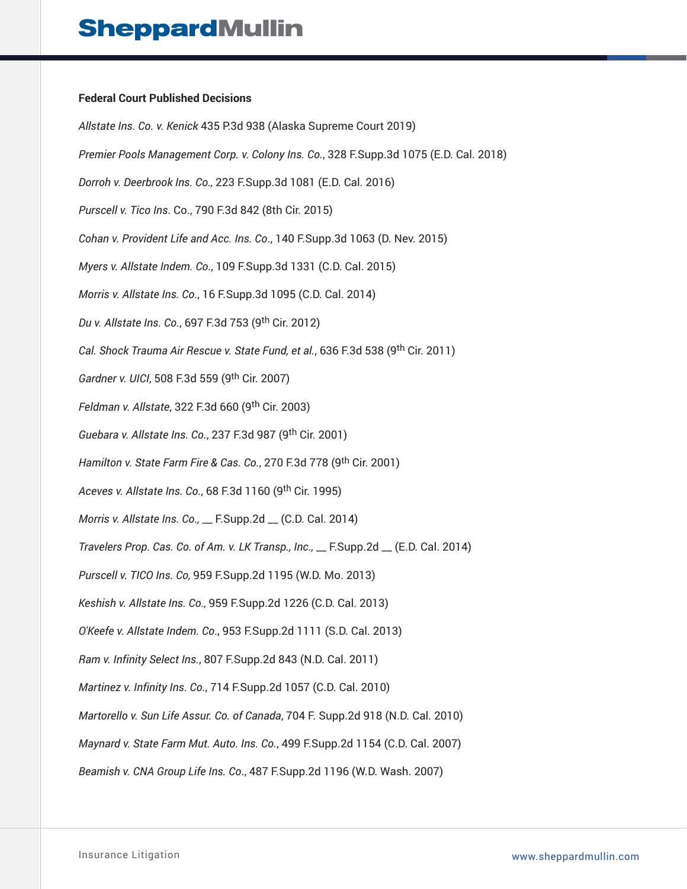**Federal Court Published Decisions**

*Allstate Ins. Co. v. Kenick* 435 P.3d 938 (Alaska Supreme Court 2019)

*Premier Pools Management Corp. v. Colony Ins. Co.*, 328 F.Supp.3d 1075 (E.D. Cal. 2018)

*Dorroh v. Deerbrook Ins. Co.,* 223 F.Supp.3d 1081 (E.D. Cal. 2016)

*Purscell v. Tico Ins*. Co., 790 F.3d 842 (8th Cir. 2015)

*Cohan v. Provident Life and Acc. Ins. Co*., 140 F.Supp.3d 1063 (D. Nev. 2015)

*Myers v. Allstate Indem. Co.*, 109 F.Supp.3d 1331 (C.D. Cal. 2015)

*Morris v. Allstate Ins. Co.*, 16 F.Supp.3d 1095 (C.D. Cal. 2014)

*Du v. Allstate Ins. Co.*, 697 F.3d 753 (9th Cir. 2012)

*Cal. Shock Trauma Air Rescue v. State Fund, et al.*, 636 F.3d 538 (9th Cir. 2011)

*Gardner v. UICI*, 508 F.3d 559 (9th Cir. 2007)

*Feldman v. Allstate*, 322 F.3d 660 (9th Cir. 2003)

*Guebara v. Allstate Ins. Co.*, 237 F.3d 987 (9th Cir. 2001)

*Hamilton v. State Farm Fire & Cas. Co.*, 270 F.3d 778 (9th Cir. 2001)

*Aceves v. Allstate Ins. Co.*, 68 F.3d 1160 (9th Cir. 1995)

*Morris v. Allstate Ins. Co.,* __ F.Supp.2d __ (C.D. Cal. 2014)

*Travelers Prop. Cas. Co. of Am. v. LK Transp., Inc.,* __ F.Supp.2d __ (E.D. Cal. 2014)

*Purscell v. TICO Ins. Co,* 959 F.Supp.2d 1195 (W.D. Mo. 2013)

*Keshish v. Allstate Ins. Co.,* 959 F.Supp.2d 1226 (C.D. Cal. 2013)

*O'Keefe v. Allstate Indem. Co*., 953 F.Supp.2d 1111 (S.D. Cal. 2013)

*Ram v. Infinity Select Ins.*, 807 F.Supp.2d 843 (N.D. Cal. 2011)

*Martinez v. Infinity Ins. Co.*, 714 F.Supp.2d 1057 (C.D. Cal. 2010)

*Martorello v. Sun Life Assur. Co. of Canada*, 704 F. Supp.2d 918 (N.D. Cal. 2010)

*Maynard v. State Farm Mut. Auto. Ins. Co.*, 499 F.Supp.2d 1154 (C.D. Cal. 2007)

*Beamish v. CNA Group Life Ins. Co*., 487 F.Supp.2d 1196 (W.D. Wash. 2007)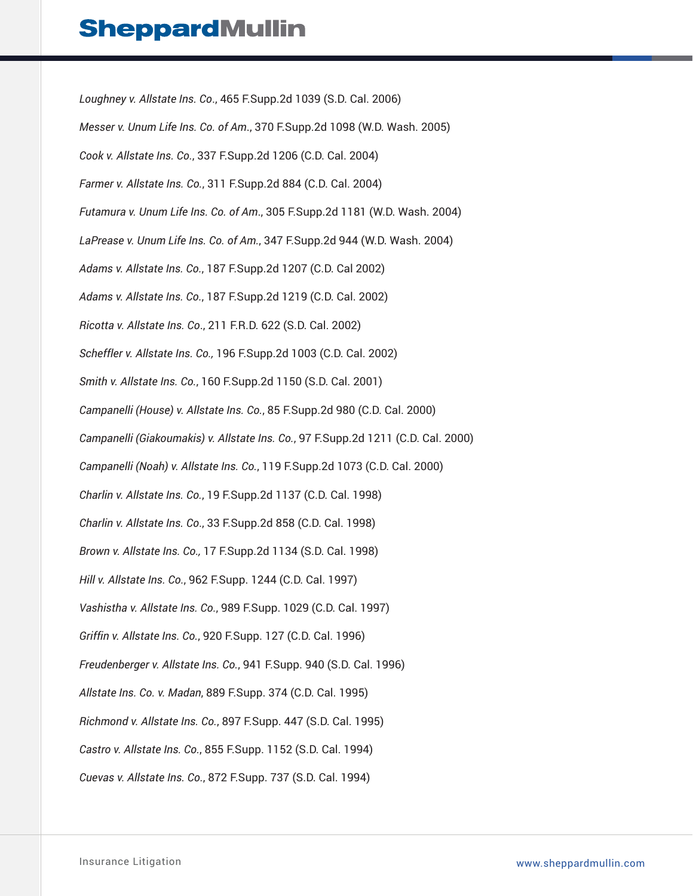*Loughney v. Allstate Ins. Co*., 465 F.Supp.2d 1039 (S.D. Cal. 2006)

*Messer v. Unum Life Ins. Co. of Am*., 370 F.Supp.2d 1098 (W.D. Wash. 2005)

*Cook v. Allstate Ins. Co.*, 337 F.Supp.2d 1206 (C.D. Cal. 2004)

*Farmer v. Allstate Ins. Co.*, 311 F.Supp.2d 884 (C.D. Cal. 2004)

*Futamura v. Unum Life Ins. Co. of Am*., 305 F.Supp.2d 1181 (W.D. Wash. 2004)

*LaPrease v. Unum Life Ins. Co. of Am.*, 347 F.Supp.2d 944 (W.D. Wash. 2004)

*Adams v. Allstate Ins. Co.*, 187 F.Supp.2d 1207 (C.D. Cal 2002)

*Adams v. Allstate Ins. Co.*, 187 F.Supp.2d 1219 (C.D. Cal. 2002)

*Ricotta v. Allstate Ins. Co*., 211 F.R.D. 622 (S.D. Cal. 2002)

*Scheffler v. Allstate Ins. Co.,* 196 F.Supp.2d 1003 (C.D. Cal. 2002)

*Smith v. Allstate Ins. Co.*, 160 F.Supp.2d 1150 (S.D. Cal. 2001)

*Campanelli (House) v. Allstate Ins. Co.*, 85 F.Supp.2d 980 (C.D. Cal. 2000)

*Campanelli (Giakoumakis) v. Allstate Ins. Co.*, 97 F.Supp.2d 1211 (C.D. Cal. 2000)

*Campanelli (Noah) v. Allstate Ins. Co.*, 119 F.Supp.2d 1073 (C.D. Cal. 2000)

*Charlin v. Allstate Ins. Co.*, 19 F.Supp.2d 1137 (C.D. Cal. 1998)

*Charlin v. Allstate Ins. Co*., 33 F.Supp.2d 858 (C.D. Cal. 1998)

*Brown v. Allstate Ins. Co.,* 17 F.Supp.2d 1134 (S.D. Cal. 1998)

*Hill v. Allstate Ins. Co.*, 962 F.Supp. 1244 (C.D. Cal. 1997)

*Vashistha v. Allstate Ins. Co.*, 989 F.Supp. 1029 (C.D. Cal. 1997)

*Griffin v. Allstate Ins. Co.*, 920 F.Supp. 127 (C.D. Cal. 1996)

*Freudenberger v. Allstate Ins. Co.*, 941 F.Supp. 940 (S.D. Cal. 1996)

*Allstate Ins. Co. v. Madan*, 889 F.Supp. 374 (C.D. Cal. 1995)

*Richmond v. Allstate Ins. Co.*, 897 F.Supp. 447 (S.D. Cal. 1995)

*Castro v. Allstate Ins. Co.*, 855 F.Supp. 1152 (S.D. Cal. 1994)

*Cuevas v. Allstate Ins. Co.*, 872 F.Supp. 737 (S.D. Cal. 1994)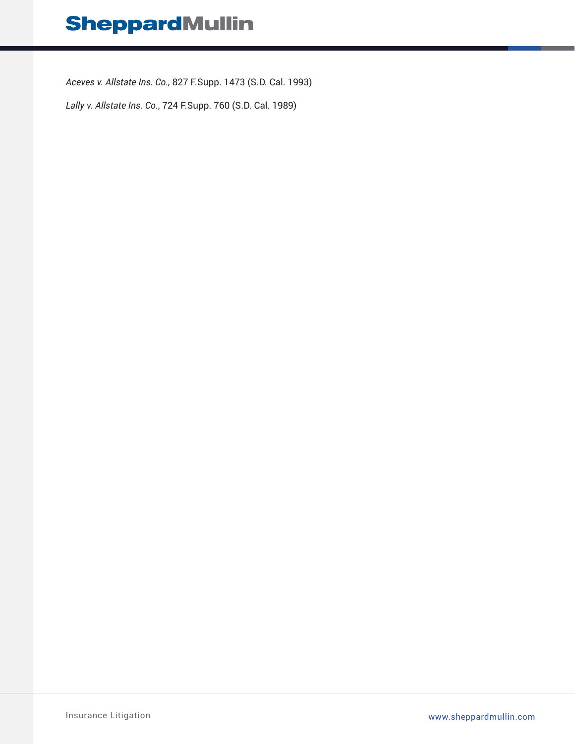*Aceves v. Allstate Ins. Co.,* 827 F.Supp. 1473 (S.D. Cal. 1993)

*Lally v. Allstate Ins. Co.*, 724 F.Supp. 760 (S.D. Cal. 1989)